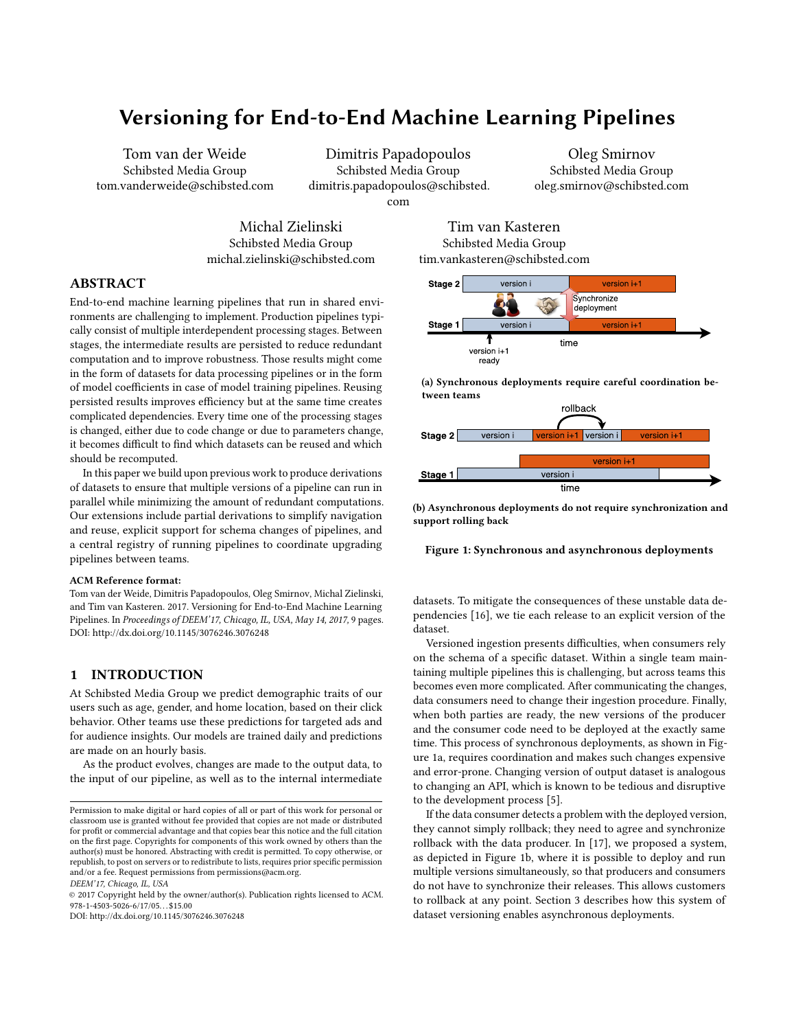# Versioning for End-to-End Machine Learning Pipelines

Tom van der Weide
Schibsted Media Group
tom.vanderweide@schibsted.com

Dimitris Papadopoulos
Schibsted Media Group
dimitris.papadopoulos@schibsted.com

Oleg Smirnov
Schibsted Media Group
oleg.smirnov@schibsted.com

Michal Zielinski
Schibsted Media Group
michal.zielinski@schibsted.com

Tim van Kasteren
Schibsted Media Group
tim.vankasteren@schibsted.com

## ABSTRACT

End-to-end machine learning pipelines that run in shared environments are challenging to implement. Production pipelines typically consist of multiple interdependent processing stages. Between stages, the intermediate results are persisted to reduce redundant computation and to improve robustness. Those results might come in the form of datasets for data processing pipelines or in the form of model coefficients in case of model training pipelines. Reusing persisted results improves efficiency but at the same time creates complicated dependencies. Every time one of the processing stages is changed, either due to code change or due to parameters change, it becomes difficult to find which datasets can be reused and which should be recomputed.

In this paper we build upon previous work to produce derivations of datasets to ensure that multiple versions of a pipeline can run in parallel while minimizing the amount of redundant computations. Our extensions include partial derivations to simplify navigation and reuse, explicit support for schema changes of pipelines, and a central registry of running pipelines to coordinate upgrading pipelines between teams.

**ACM Reference format:**
Tom van der Weide, Dimitris Papadopoulos, Oleg Smirnov, Michal Zielinski, and Tim van Kasteren. 2017. Versioning for End-to-End Machine Learning Pipelines. In *Proceedings of DEEM'17, Chicago, IL, USA, May 14, 2017,* 9 pages.
DOI: http://dx.doi.org/10.1145/3076246.3076248

## 1 INTRODUCTION

At Schibsted Media Group we predict demographic traits of our users such as age, gender, and home location, based on their click behavior. Other teams use these predictions for targeted ads and for audience insights. Our models are trained daily and predictions are made on an hourly basis.

As the product evolves, changes are made to the output data, to the input of our pipeline, as well as to the internal intermediate datasets. To mitigate the consequences of these unstable data dependencies [16], we tie each release to an explicit version of the dataset.

(a) Synchronous deployments require careful coordination between teams

(b) Asynchronous deployments do not require synchronization and support rolling back

**Figure 1: Synchronous and asynchronous deployments**

Versioned ingestion presents difficulties, when consumers rely on the schema of a specific dataset. Within a single team maintaining multiple pipelines this is challenging, but across teams this becomes even more complicated. After communicating the changes, data consumers need to change their ingestion procedure. Finally, when both parties are ready, the new versions of the producer and the consumer code need to be deployed at the exactly same time. This process of synchronous deployments, as shown in Figure 1a, requires coordination and makes such changes expensive and error-prone. Changing version of output dataset is analogous to changing an API, which is known to be tedious and disruptive to the development process [5].

If the data consumer detects a problem with the deployed version, they cannot simply rollback; they need to agree and synchronize rollback with the data producer. In [17], we proposed a system, as depicted in Figure 1b, where it is possible to deploy and run multiple versions simultaneously, so that producers and consumers do not have to synchronize their releases. This allows customers to rollback at any point. Section 3 describes how this system of dataset versioning enables asynchronous deployments.

Permission to make digital or hard copies of all or part of this work for personal or classroom use is granted without fee provided that copies are not made or distributed for profit or commercial advantage and that copies bear this notice and the full citation on the first page. Copyrights for components of this work owned by others than the author(s) must be honored. Abstracting with credit is permitted. To copy otherwise, or republish, to post on servers or to redistribute to lists, requires prior specific permission and/or a fee. Request permissions from permissions@acm.org.
*DEEM'17, Chicago, IL, USA*
© 2017 Copyright held by the owner/author(s). Publication rights licensed to ACM. 978-1-4503-5026-6/17/05…$15.00
DOI: http://dx.doi.org/10.1145/3076246.3076248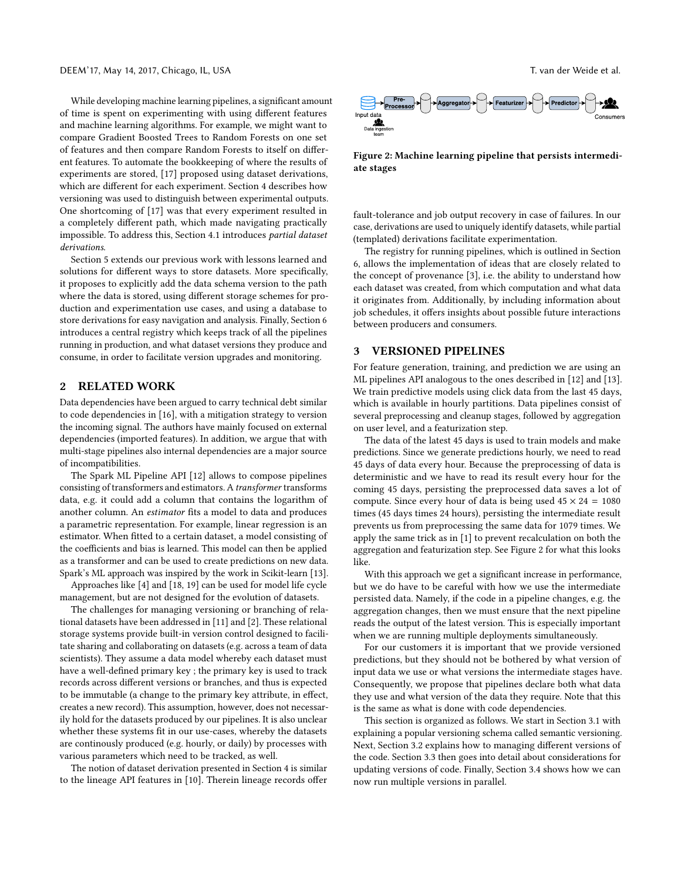While developing machine learning pipelines, a significant amount of time is spent on experimenting with using different features and machine learning algorithms. For example, we might want to compare Gradient Boosted Trees to Random Forests on one set of features and then compare Random Forests to itself on different features. To automate the bookkeeping of where the results of experiments are stored, [17] proposed using dataset derivations, which are different for each experiment. Section 4 describes how versioning was used to distinguish between experimental outputs. One shortcoming of [17] was that every experiment resulted in a completely different path, which made navigating practically impossible. To address this, Section 4.1 introduces *partial dataset derivations*.

Section 5 extends our previous work with lessons learned and solutions for different ways to store datasets. More specifically, it proposes to explicitly add the data schema version to the path where the data is stored, using different storage schemes for production and experimentation use cases, and using a database to store derivations for easy navigation and analysis. Finally, Section 6 introduces a central registry which keeps track of all the pipelines running in production, and what dataset versions they produce and consume, in order to facilitate version upgrades and monitoring.

## 2 RELATED WORK

Data dependencies have been argued to carry technical debt similar to code dependencies in [16], with a mitigation strategy to version the incoming signal. The authors have mainly focused on external dependencies (imported features). In addition, we argue that with multi-stage pipelines also internal dependencies are a major source of incompatibilities.

The Spark ML Pipeline API [12] allows to compose pipelines consisting of transformers and estimators. A *transformer* transforms data, e.g. it could add a column that contains the logarithm of another column. An *estimator* fits a model to data and produces a parametric representation. For example, linear regression is an estimator. When fitted to a certain dataset, a model consisting of the coefficients and bias is learned. This model can then be applied as a transformer and can be used to create predictions on new data. Spark's ML approach was inspired by the work in Scikit-learn [13].

Approaches like [4] and [18, 19] can be used for model life cycle management, but are not designed for the evolution of datasets.

The challenges for managing versioning or branching of relational datasets have been addressed in [11] and [2]. These relational storage systems provide built-in version control designed to facilitate sharing and collaborating on datasets (e.g. across a team of data scientists). They assume a data model whereby each dataset must have a well-defined primary key ; the primary key is used to track records across different versions or branches, and thus is expected to be immutable (a change to the primary key attribute, in effect, creates a new record). This assumption, however, does not necessarily hold for the datasets produced by our pipelines. It is also unclear whether these systems fit in our use-cases, whereby the datasets are continously produced (e.g. hourly, or daily) by processes with various parameters which need to be tracked, as well.

The notion of dataset derivation presented in Section 4 is similar to the lineage API features in [10]. Therein lineage records offer fault-tolerance and job output recovery in case of failures. In our case, derivations are used to uniquely identify datasets, while partial (templated) derivations facilitate experimentation.

The registry for running pipelines, which is outlined in Section 6, allows the implementation of ideas that are closely related to the concept of provenance [3], i.e. the ability to understand how each dataset was created, from which computation and what data it originates from. Additionally, by including information about job schedules, it offers insights about possible future interactions between producers and consumers.

Input data → Pre-Processor → Aggregator → Featurizer → Predictor → Consumers; Data ingestion team

**Figure 2: Machine learning pipeline that persists intermediate stages**

## 3 VERSIONED PIPELINES

For feature generation, training, and prediction we are using an ML pipelines API analogous to the ones described in [12] and [13]. We train predictive models using click data from the last 45 days, which is available in hourly partitions. Data pipelines consist of several preprocessing and cleanup stages, followed by aggregation on user level, and a featurization step.

The data of the latest 45 days is used to train models and make predictions. Since we generate predictions hourly, we need to read 45 days of data every hour. Because the preprocessing of data is deterministic and we have to read its result every hour for the coming 45 days, persisting the preprocessed data saves a lot of compute. Since every hour of data is being used $45 \times 24 = 1080$ times (45 days times 24 hours), persisting the intermediate result prevents us from preprocessing the same data for 1079 times. We apply the same trick as in [1] to prevent recalculation on both the aggregation and featurization step. See Figure 2 for what this looks like.

With this approach we get a significant increase in performance, but we do have to be careful with how we use the intermediate persisted data. Namely, if the code in a pipeline changes, e.g. the aggregation changes, then we must ensure that the next pipeline reads the output of the latest version. This is especially important when we are running multiple deployments simultaneously.

For our customers it is important that we provide versioned predictions, but they should not be bothered by what version of input data we use or what versions the intermediate stages have. Consequently, we propose that pipelines declare both what data they use and what version of the data they require. Note that this is the same as what is done with code dependencies.

This section is organized as follows. We start in Section 3.1 with explaining a popular versioning schema called semantic versioning. Next, Section 3.2 explains how to managing different versions of the code. Section 3.3 then goes into detail about considerations for updating versions of code. Finally, Section 3.4 shows how we can now run multiple versions in parallel.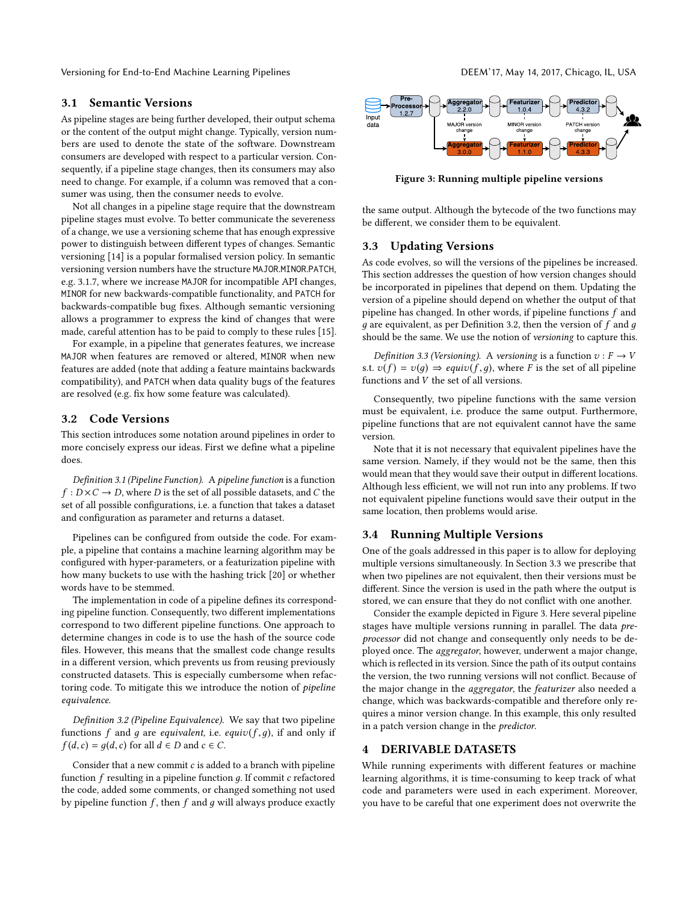### 3.1 Semantic Versions

As pipeline stages are being further developed, their output schema or the content of the output might change. Typically, version numbers are used to denote the state of the software. Downstream consumers are developed with respect to a particular version. Consequently, if a pipeline stage changes, then its consumers may also need to change. For example, if a column was removed that a consumer was using, then the consumer needs to evolve.

Not all changes in a pipeline stage require that the downstream pipeline stages must evolve. To better communicate the severeness of a change, we use a versioning scheme that has enough expressive power to distinguish between different types of changes. Semantic versioning [14] is a popular formalised version policy. In semantic versioning version numbers have the structure `MAJOR.MINOR.PATCH`, e.g. 3.1.7, where we increase `MAJOR` for incompatible API changes, `MINOR` for new backwards-compatible functionality, and `PATCH` for backwards-compatible bug fixes. Although semantic versioning allows a programmer to express the kind of changes that were made, careful attention has to be paid to comply to these rules [15].

For example, in a pipeline that generates features, we increase `MAJOR` when features are removed or altered, `MINOR` when new features are added (note that adding a feature maintains backwards compatibility), and `PATCH` when data quality bugs of the features are resolved (e.g. fix how some feature was calculated).

### 3.2 Code Versions

This section introduces some notation around pipelines in order to more concisely express our ideas. First we define what a pipeline does.

*Definition 3.1 (Pipeline Function).* A *pipeline function* is a function $f : D \times C \rightarrow D$, where $D$ is the set of all possible datasets, and $C$ the set of all possible configurations, i.e. a function that takes a dataset and configuration as parameter and returns a dataset.

Pipelines can be configured from outside the code. For example, a pipeline that contains a machine learning algorithm may be configured with hyper-parameters, or a featurization pipeline with how many buckets to use with the hashing trick [20] or whether words have to be stemmed.

The implementation in code of a pipeline defines its corresponding pipeline function. Consequently, two different implementations correspond to two different pipeline functions. One approach to determine changes in code is to use the hash of the source code files. However, this means that the smallest code change results in a different version, which prevents us from reusing previously constructed datasets. This is especially cumbersome when refactoring code. To mitigate this we introduce the notion of *pipeline equivalence*.

*Definition 3.2 (Pipeline Equivalence).* We say that two pipeline functions $f$ and $g$ are *equivalent*, i.e. $equiv(f, g)$, if and only if $f(d, c) = g(d, c)$ for all $d \in D$ and $c \in C$.

Consider that a new commit $c$ is added to a branch with pipeline function $f$ resulting in a pipeline function $g$. If commit $c$ refactored the code, added some comments, or changed something not used by pipeline function $f$, then $f$ and $g$ will always produce exactly the same output. Although the bytecode of the two functions may be different, we consider them to be equivalent.

Figure 3: Running multiple pipeline versions

### 3.3 Updating Versions

As code evolves, so will the versions of the pipelines be increased. This section addresses the question of how version changes should be incorporated in pipelines that depend on them. Updating the version of a pipeline should depend on whether the output of that pipeline has changed. In other words, if pipeline functions $f$ and $g$ are equivalent, as per Definition 3.2, then the version of $f$ and $g$ should be the same. We use the notion of *versioning* to capture this.

*Definition 3.3 (Versioning).* A *versioning* is a function $v : F \rightarrow V$ s.t. $v(f) = v(g) \Rightarrow equiv(f, g)$, where $F$ is the set of all pipeline functions and $V$ the set of all versions.

Consequently, two pipeline functions with the same version must be equivalent, i.e. produce the same output. Furthermore, pipeline functions that are not equivalent cannot have the same version.

Note that it is not necessary that equivalent pipelines have the same version. Namely, if they would not be the same, then this would mean that they would save their output in different locations. Although less efficient, we will not run into any problems. If two not equivalent pipeline functions would save their output in the same location, then problems would arise.

### 3.4 Running Multiple Versions

One of the goals addressed in this paper is to allow for deploying multiple versions simultaneously. In Section 3.3 we prescribe that when two pipelines are not equivalent, then their versions must be different. Since the version is used in the path where the output is stored, we can ensure that they do not conflict with one another.

Consider the example depicted in Figure 3. Here several pipeline stages have multiple versions running in parallel. The data *preprocessor* did not change and consequently only needs to be deployed once. The *aggregator*, however, underwent a major change, which is reflected in its version. Since the path of its output contains the version, the two running versions will not conflict. Because of the major change in the *aggregator*, the *featurizer* also needed a change, which was backwards-compatible and therefore only requires a minor version change. In this example, this only resulted in a patch version change in the *predictor*.

## 4 DERIVABLE DATASETS

While running experiments with different features or machine learning algorithms, it is time-consuming to keep track of what code and parameters were used in each experiment. Moreover, you have to be careful that one experiment does not overwrite the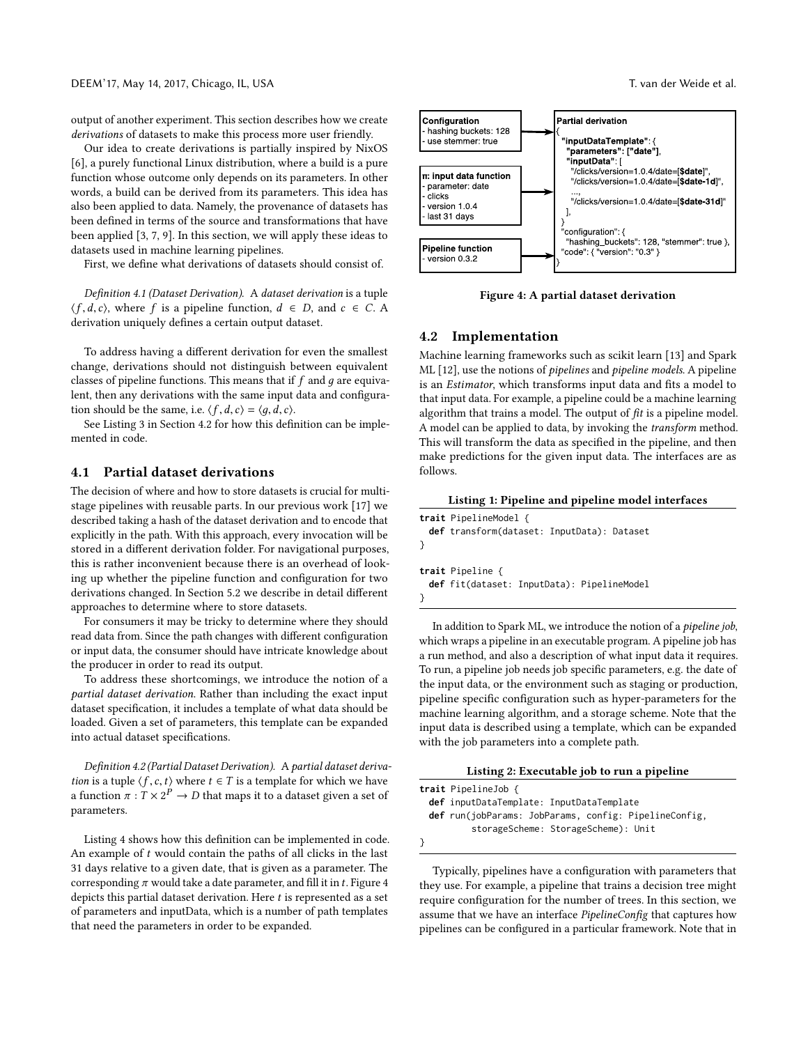output of another experiment. This section describes how we create *derivations* of datasets to make this process more user friendly.

Our idea to create derivations is partially inspired by NixOS [6], a purely functional Linux distribution, where a build is a pure function whose outcome only depends on its parameters. In other words, a build can be derived from its parameters. This idea has also been applied to data. Namely, the provenance of datasets has been defined in terms of the source and transformations that have been applied [3, 7, 9]. In this section, we will apply these ideas to datasets used in machine learning pipelines.

First, we define what derivations of datasets should consist of.

*Definition 4.1 (Dataset Derivation).* A *dataset derivation* is a tuple $\langle f, d, c \rangle$, where $f$ is a pipeline function, $d \in D$, and $c \in C$. A derivation uniquely defines a certain output dataset.

To address having a different derivation for even the smallest change, derivations should not distinguish between equivalent classes of pipeline functions. This means that if $f$ and $g$ are equivalent, then any derivations with the same input data and configuration should be the same, i.e. $\langle f, d, c \rangle = \langle g, d, c \rangle$.

See Listing 3 in Section 4.2 for how this definition can be implemented in code.

## 4.1 Partial dataset derivations

The decision of where and how to store datasets is crucial for multi-stage pipelines with reusable parts. In our previous work [17] we described taking a hash of the dataset derivation and to encode that explicitly in the path. With this approach, every invocation will be stored in a different derivation folder. For navigational purposes, this is rather inconvenient because there is an overhead of looking up whether the pipeline function and configuration for two derivations changed. In Section 5.2 we describe in detail different approaches to determine where to store datasets.

For consumers it may be tricky to determine where they should read data from. Since the path changes with different configuration or input data, the consumer should have intricate knowledge about the producer in order to read its output.

To address these shortcomings, we introduce the notion of a *partial dataset derivation*. Rather than including the exact input dataset specification, it includes a template of what data should be loaded. Given a set of parameters, this template can be expanded into actual dataset specifications.

*Definition 4.2 (Partial Dataset Derivation).* A *partial dataset derivation* is a tuple $\langle f, c, t \rangle$ where $t \in T$ is a template for which we have a function $\pi : T \times 2^P \rightarrow D$ that maps it to a dataset given a set of parameters.

Listing 4 shows how this definition can be implemented in code. An example of $t$ would contain the paths of all clicks in the last 31 days relative to a given date, that is given as a parameter. The corresponding $\pi$ would take a date parameter, and fill it in $t$. Figure 4 depicts this partial dataset derivation. Here $t$ is represented as a set of parameters and inputData, which is a number of path templates that need the parameters in order to be expanded.

```
Configuration                    Partial derivation
- hashing buckets: 128     --->  {
- use stemmer: true                "inputDataTemplate": {
                                     "parameters": ["date"],
π: input data function               "inputData": [
- parameter: date          --->        "/clicks/version=1.0.4/date=[$date]",
- clicks                               "/clicks/version=1.0.4/date=[$date-1d]",
- version 1.0.4                        ...,
- last 31 days                         "/clicks/version=1.0.4/date=[$date-31d]"
                                     ],
                                   }
Pipeline function                  "configuration": {
- version 0.3.2            --->      "hashing_buckets": 128, "stemmer": true },
                                   "code": { "version": "0.3" }
                                 }
```

**Figure 4: A partial dataset derivation**

## 4.2 Implementation

Machine learning frameworks such as scikit learn [13] and Spark ML [12], use the notions of *pipelines* and *pipeline models*. A pipeline is an *Estimator*, which transforms input data and fits a model to that input data. For example, a pipeline could be a machine learning algorithm that trains a model. The output of *fit* is a pipeline model. A model can be applied to data, by invoking the *transform* method. This will transform the data as specified in the pipeline, and then make predictions for the given input data. The interfaces are as follows.

**Listing 1: Pipeline and pipeline model interfaces**

```
trait PipelineModel {
  def transform(dataset: InputData): Dataset
}

trait Pipeline {
  def fit(dataset: InputData): PipelineModel
}
```

In addition to Spark ML, we introduce the notion of a *pipeline job*, which wraps a pipeline in an executable program. A pipeline job has a run method, and also a description of what input data it requires. To run, a pipeline job needs job specific parameters, e.g. the date of the input data, or the environment such as staging or production, pipeline specific configuration such as hyper-parameters for the machine learning algorithm, and a storage scheme. Note that the input data is described using a template, which can be expanded with the job parameters into a complete path.

**Listing 2: Executable job to run a pipeline**

```
trait PipelineJob {
  def inputDataTemplate: InputDataTemplate
  def run(jobParams: JobParams, config: PipelineConfig,
          storageScheme: StorageScheme): Unit
}
```

Typically, pipelines have a configuration with parameters that they use. For example, a pipeline that trains a decision tree might require configuration for the number of trees. In this section, we assume that we have an interface *PipelineConfig* that captures how pipelines can be configured in a particular framework. Note that in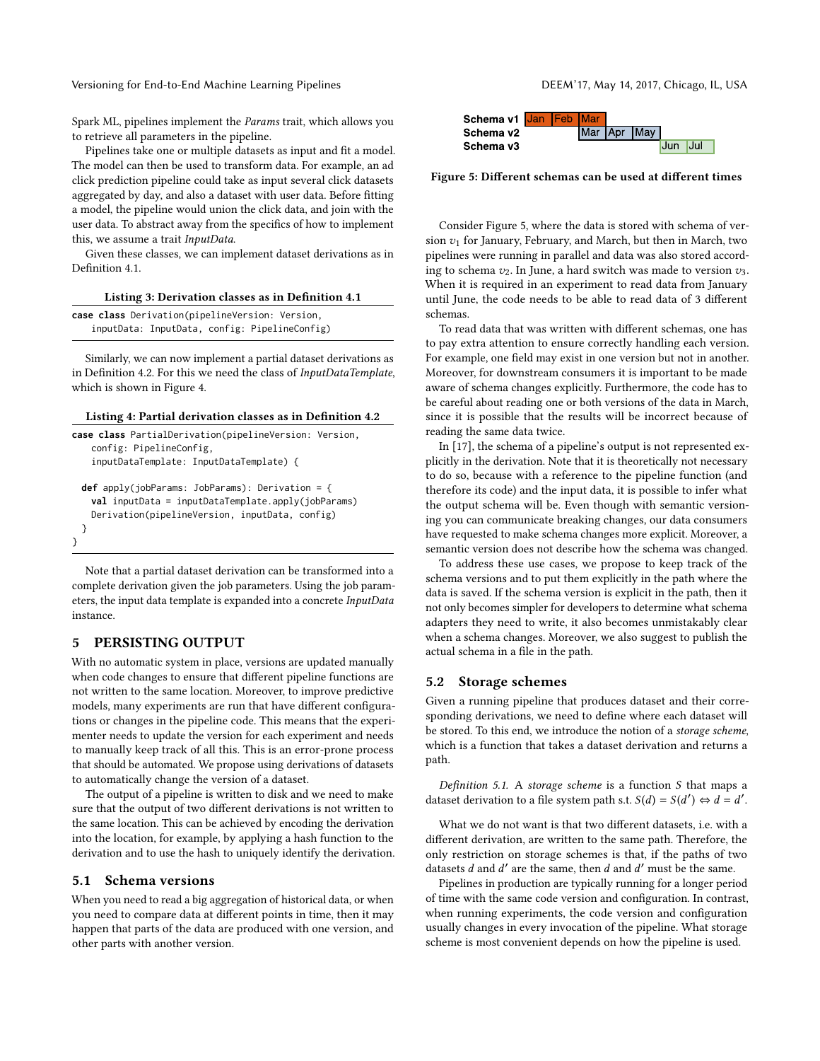Spark ML, pipelines implement the *Params* trait, which allows you to retrieve all parameters in the pipeline.

Pipelines take one or multiple datasets as input and fit a model. The model can then be used to transform data. For example, an ad click prediction pipeline could take as input several click datasets aggregated by day, and also a dataset with user data. Before fitting a model, the pipeline would union the click data, and join with the user data. To abstract away from the specifics of how to implement this, we assume a trait *InputData*.

Given these classes, we can implement dataset derivations as in Definition 4.1.

**Listing 3: Derivation classes as in Definition 4.1**

```
case class Derivation(pipelineVersion: Version,
    inputData: InputData, config: PipelineConfig)
```

Similarly, we can now implement a partial dataset derivations as in Definition 4.2. For this we need the class of *InputDataTemplate*, which is shown in Figure 4.

**Listing 4: Partial derivation classes as in Definition 4.2**

```
case class PartialDerivation(pipelineVersion: Version,
    config: PipelineConfig,
    inputDataTemplate: InputDataTemplate) {

  def apply(jobParams: JobParams): Derivation = {
    val inputData = inputDataTemplate.apply(jobParams)
    Derivation(pipelineVersion, inputData, config)
  }
}
```

Note that a partial dataset derivation can be transformed into a complete derivation given the job parameters. Using the job parameters, the input data template is expanded into a concrete *InputData* instance.

# 5 PERSISTING OUTPUT

With no automatic system in place, versions are updated manually when code changes to ensure that different pipeline functions are not written to the same location. Moreover, to improve predictive models, many experiments are run that have different configurations or changes in the pipeline code. This means that the experimenter needs to update the version for each experiment and needs to manually keep track of all this. This is an error-prone process that should be automated. We propose using derivations of datasets to automatically change the version of a dataset.

The output of a pipeline is written to disk and we need to make sure that the output of two different derivations is not written to the same location. This can be achieved by encoding the derivation into the location, for example, by applying a hash function to the derivation and to use the hash to uniquely identify the derivation.

## 5.1 Schema versions

When you need to read a big aggregation of historical data, or when you need to compare data at different points in time, then it may happen that parts of the data are produced with one version, and other parts with another version.

Schema v1 Jan Feb Mar
Schema v2 Mar Apr May
Schema v3 Jun Jul

**Figure 5: Different schemas can be used at different times**

Consider Figure 5, where the data is stored with schema of version $v_1$ for January, February, and March, but then in March, two pipelines were running in parallel and data was also stored according to schema $v_2$. In June, a hard switch was made to version $v_3$. When it is required in an experiment to read data from January until June, the code needs to be able to read data of 3 different schemas.

To read data that was written with different schemas, one has to pay extra attention to ensure correctly handling each version. For example, one field may exist in one version but not in another. Moreover, for downstream consumers it is important to be made aware of schema changes explicitly. Furthermore, the code has to be careful about reading one or both versions of the data in March, since it is possible that the results will be incorrect because of reading the same data twice.

In [17], the schema of a pipeline's output is not represented explicitly in the derivation. Note that it is theoretically not necessary to do so, because with a reference to the pipeline function (and therefore its code) and the input data, it is possible to infer what the output schema will be. Even though with semantic versioning you can communicate breaking changes, our data consumers have requested to make schema changes more explicit. Moreover, a semantic version does not describe how the schema was changed.

To address these use cases, we propose to keep track of the schema versions and to put them explicitly in the path where the data is saved. If the schema version is explicit in the path, then it not only becomes simpler for developers to determine what schema adapters they need to write, it also becomes unmistakably clear when a schema changes. Moreover, we also suggest to publish the actual schema in a file in the path.

## 5.2 Storage schemes

Given a running pipeline that produces dataset and their corresponding derivations, we need to define where each dataset will be stored. To this end, we introduce the notion of a *storage scheme*, which is a function that takes a dataset derivation and returns a path.

*Definition 5.1.* A *storage scheme* is a function $S$ that maps a dataset derivation to a file system path s.t. $S(d) = S(d') \Leftrightarrow d = d'$.

What we do not want is that two different datasets, i.e. with a different derivation, are written to the same path. Therefore, the only restriction on storage schemes is that, if the paths of two datasets $d$ and $d'$ are the same, then $d$ and $d'$ must be the same.

Pipelines in production are typically running for a longer period of time with the same code version and configuration. In contrast, when running experiments, the code version and configuration usually changes in every invocation of the pipeline. What storage scheme is most convenient depends on how the pipeline is used.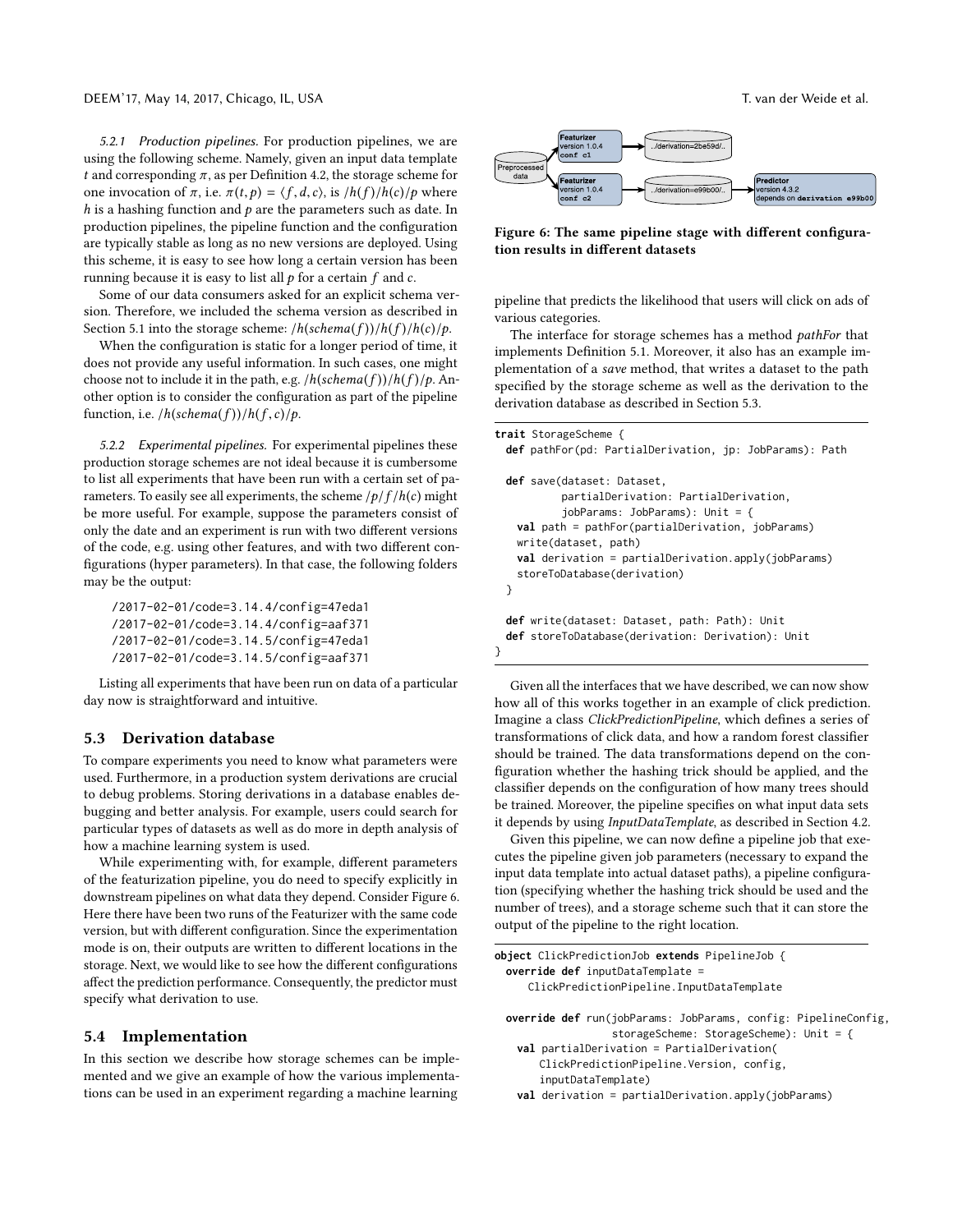*5.2.1 Production pipelines.* For production pipelines, we are using the following scheme. Namely, given an input data template $t$ and corresponding $\pi$, as per Definition 4.2, the storage scheme for one invocation of $\pi$, i.e. $\pi(t, p) = \langle f, d, c \rangle$, is $/h(f)/h(c)/p$ where $h$ is a hashing function and $p$ are the parameters such as date. In production pipelines, the pipeline function and the configuration are typically stable as long as no new versions are deployed. Using this scheme, it is easy to see how long a certain version has been running because it is easy to list all $p$ for a certain $f$ and $c$.

Some of our data consumers asked for an explicit schema version. Therefore, we included the schema version as described in Section 5.1 into the storage scheme: $/h(schema(f))/h(f)/h(c)/p$.

When the configuration is static for a longer period of time, it does not provide any useful information. In such cases, one might choose not to include it in the path, e.g. $/h(schema(f))/h(f)/p$. Another option is to consider the configuration as part of the pipeline function, i.e. $/h(schema(f))/h(f, c)/p$.

*5.2.2 Experimental pipelines.* For experimental pipelines these production storage schemes are not ideal because it is cumbersome to list all experiments that have been run with a certain set of parameters. To easily see all experiments, the scheme $/p/f/h(c)$ might be more useful. For example, suppose the parameters consist of only the date and an experiment is run with two different versions of the code, e.g. using other features, and with two different configurations (hyper parameters). In that case, the following folders may be the output:

```
/2017-02-01/code=3.14.4/config=47eda1
/2017-02-01/code=3.14.4/config=aaf371
/2017-02-01/code=3.14.5/config=47eda1
/2017-02-01/code=3.14.5/config=aaf371
```

Listing all experiments that have been run on data of a particular day now is straightforward and intuitive.

## 5.3 Derivation database

To compare experiments you need to know what parameters were used. Furthermore, in a production system derivations are crucial to debug problems. Storing derivations in a database enables debugging and better analysis. For example, users could search for particular types of datasets as well as do more in depth analysis of how a machine learning system is used.

While experimenting with, for example, different parameters of the featurization pipeline, you do need to specify explicitly in downstream pipelines on what data they depend. Consider Figure 6. Here there have been two runs of the Featurizer with the same code version, but with different configuration. Since the experimentation mode is on, their outputs are written to different locations in the storage. Next, we would like to see how the different configurations affect the prediction performance. Consequently, the predictor must specify what derivation to use.

## 5.4 Implementation

In this section we describe how storage schemes can be implemented and we give an example of how the various implementations can be used in an experiment regarding a machine learning pipeline that predicts the likelihood that users will click on ads of various categories.

Preprocessed data → Featurizer version 1.0.4 conf c1 → ../derivation=2be59d/..

Preprocessed data → Featurizer version 1.0.4 conf c2 → ../derivation=e99b00/.. → Predictor version 4.3.2 depends on derivation e99b00

**Figure 6: The same pipeline stage with different configuration results in different datasets**

The interface for storage schemes has a method *pathFor* that implements Definition 5.1. Moreover, it also has an example implementation of a *save* method, that writes a dataset to the path specified by the storage scheme as well as the derivation to the derivation database as described in Section 5.3.

```
trait StorageScheme {
  def pathFor(pd: PartialDerivation, jp: JobParams): Path

  def save(dataset: Dataset,
           partialDerivation: PartialDerivation,
           jobParams: JobParams): Unit = {
    val path = pathFor(partialDerivation, jobParams)
    write(dataset, path)
    val derivation = partialDerivation.apply(jobParams)
    storeToDatabase(derivation)
  }

  def write(dataset: Dataset, path: Path): Unit
  def storeToDatabase(derivation: Derivation): Unit
}
```

Given all the interfaces that we have described, we can now show how all of this works together in an example of click prediction. Imagine a class *ClickPredictionPipeline*, which defines a series of transformations of click data, and how a random forest classifier should be trained. The data transformations depend on the configuration whether the hashing trick should be applied, and the classifier depends on the configuration of how many trees should be trained. Moreover, the pipeline specifies on what input data sets it depends by using *InputDataTemplate*, as described in Section 4.2.

Given this pipeline, we can now define a pipeline job that executes the pipeline given job parameters (necessary to expand the input data template into actual dataset paths), a pipeline configuration (specifying whether the hashing trick should be used and the number of trees), and a storage scheme such that it can store the output of the pipeline to the right location.

```
object ClickPredictionJob extends PipelineJob {
  override def inputDataTemplate =
     ClickPredictionPipeline.InputDataTemplate

  override def run(jobParams: JobParams, config: PipelineConfig,
                   storageScheme: StorageScheme): Unit = {
    val partialDerivation = PartialDerivation(
       ClickPredictionPipeline.Version, config,
       inputDataTemplate)
    val derivation = partialDerivation.apply(jobParams)
```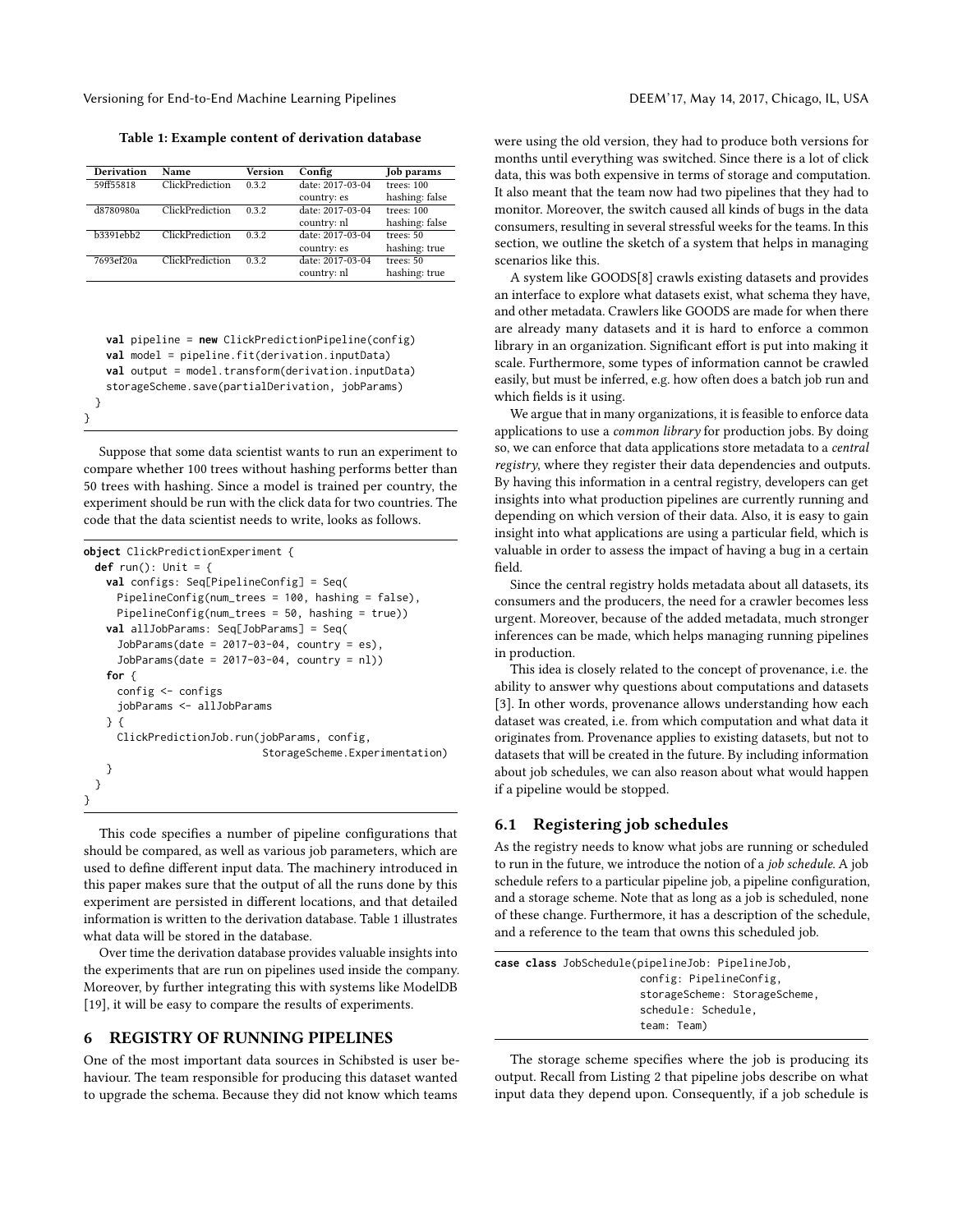**Table 1: Example content of derivation database**

| Derivation | Name | Version | Config | Job params |
|---|---|---|---|---|
| 59ff55818 | ClickPrediction | 0.3.2 | date: 2017-03-04 country: es | trees: 100 hashing: false |
| d8780980a | ClickPrediction | 0.3.2 | date: 2017-03-04 country: nl | trees: 100 hashing: false |
| b3391ebb2 | ClickPrediction | 0.3.2 | date: 2017-03-04 country: es | trees: 50 hashing: true |
| 7693ef20a | ClickPrediction | 0.3.2 | date: 2017-03-04 country: nl | trees: 50 hashing: true |

```
    val pipeline = new ClickPredictionPipeline(config)
    val model = pipeline.fit(derivation.inputData)
    val output = model.transform(derivation.inputData)
    storageScheme.save(partialDerivation, jobParams)
  }
}
```

Suppose that some data scientist wants to run an experiment to compare whether 100 trees without hashing performs better than 50 trees with hashing. Since a model is trained per country, the experiment should be run with the click data for two countries. The code that the data scientist needs to write, looks as follows.

```
object ClickPredictionExperiment {
  def run(): Unit = {
    val configs: Seq[PipelineConfig] = Seq(
      PipelineConfig(num_trees = 100, hashing = false),
      PipelineConfig(num_trees = 50, hashing = true))
    val allJobParams: Seq[JobParams] = Seq(
      JobParams(date = 2017-03-04, country = es),
      JobParams(date = 2017-03-04, country = nl))
    for {
      config <- configs
      jobParams <- allJobParams
    } {
      ClickPredictionJob.run(jobParams, config,
                             StorageScheme.Experimentation)
    }
  }
}
```

This code specifies a number of pipeline configurations that should be compared, as well as various job parameters, which are used to define different input data. The machinery introduced in this paper makes sure that the output of all the runs done by this experiment are persisted in different locations, and that detailed information is written to the derivation database. Table 1 illustrates what data will be stored in the database.

Over time the derivation database provides valuable insights into the experiments that are run on pipelines used inside the company. Moreover, by further integrating this with systems like ModelDB [19], it will be easy to compare the results of experiments.

## 6 REGISTRY OF RUNNING PIPELINES

One of the most important data sources in Schibsted is user behaviour. The team responsible for producing this dataset wanted to upgrade the schema. Because they did not know which teams were using the old version, they had to produce both versions for months until everything was switched. Since there is a lot of click data, this was both expensive in terms of storage and computation. It also meant that the team now had two pipelines that they had to monitor. Moreover, the switch caused all kinds of bugs in the data consumers, resulting in several stressful weeks for the teams. In this section, we outline the sketch of a system that helps in managing scenarios like this.

A system like GOODS[8] crawls existing datasets and provides an interface to explore what datasets exist, what schema they have, and other metadata. Crawlers like GOODS are made for when there are already many datasets and it is hard to enforce a common library in an organization. Significant effort is put into making it scale. Furthermore, some types of information cannot be crawled easily, but must be inferred, e.g. how often does a batch job run and which fields is it using.

We argue that in many organizations, it is feasible to enforce data applications to use a *common library* for production jobs. By doing so, we can enforce that data applications store metadata to a *central registry*, where they register their data dependencies and outputs. By having this information in a central registry, developers can get insights into what production pipelines are currently running and depending on which version of their data. Also, it is easy to gain insight into what applications are using a particular field, which is valuable in order to assess the impact of having a bug in a certain field.

Since the central registry holds metadata about all datasets, its consumers and the producers, the need for a crawler becomes less urgent. Moreover, because of the added metadata, much stronger inferences can be made, which helps managing running pipelines in production.

This idea is closely related to the concept of provenance, i.e. the ability to answer why questions about computations and datasets [3]. In other words, provenance allows understanding how each dataset was created, i.e. from which computation and what data it originates from. Provenance applies to existing datasets, but not to datasets that will be created in the future. By including information about job schedules, we can also reason about what would happen if a pipeline would be stopped.

### 6.1 Registering job schedules

As the registry needs to know what jobs are running or scheduled to run in the future, we introduce the notion of a *job schedule*. A job schedule refers to a particular pipeline job, a pipeline configuration, and a storage scheme. Note that as long as a job is scheduled, none of these change. Furthermore, it has a description of the schedule, and a reference to the team that owns this scheduled job.

```
case class JobSchedule(pipelineJob: PipelineJob,
                       config: PipelineConfig,
                       storageScheme: StorageScheme,
                       schedule: Schedule,
                       team: Team)
```

The storage scheme specifies where the job is producing its output. Recall from Listing 2 that pipeline jobs describe on what input data they depend upon. Consequently, if a job schedule is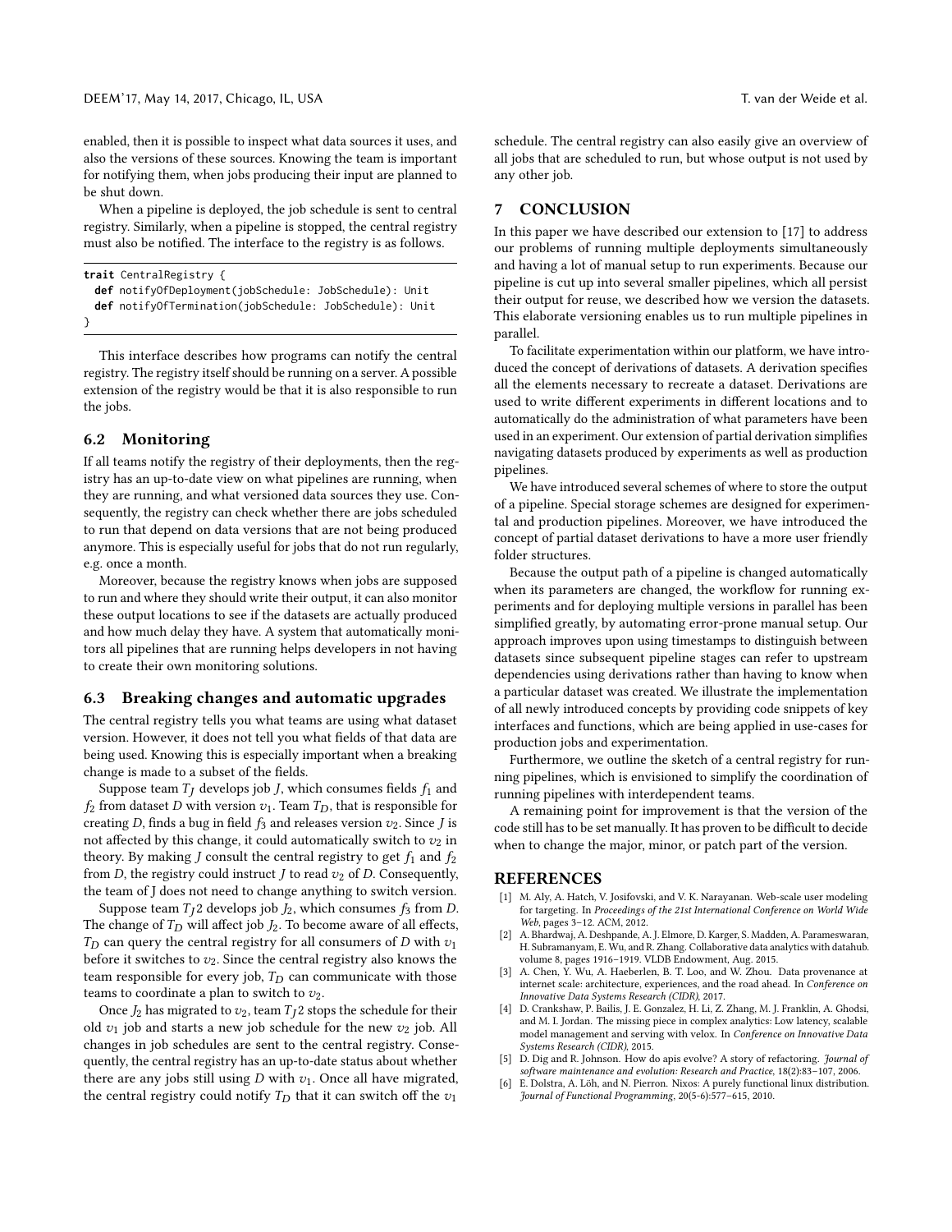enabled, then it is possible to inspect what data sources it uses, and also the versions of these sources. Knowing the team is important for notifying them, when jobs producing their input are planned to be shut down.

When a pipeline is deployed, the job schedule is sent to central registry. Similarly, when a pipeline is stopped, the central registry must also be notified. The interface to the registry is as follows.

```
trait CentralRegistry {
  def notifyOfDeployment(jobSchedule: JobSchedule): Unit
  def notifyOfTermination(jobSchedule: JobSchedule): Unit
}
```

This interface describes how programs can notify the central registry. The registry itself should be running on a server. A possible extension of the registry would be that it is also responsible to run the jobs.

## 6.2 Monitoring

If all teams notify the registry of their deployments, then the registry has an up-to-date view on what pipelines are running, when they are running, and what versioned data sources they use. Consequently, the registry can check whether there are jobs scheduled to run that depend on data versions that are not being produced anymore. This is especially useful for jobs that do not run regularly, e.g. once a month.

Moreover, because the registry knows when jobs are supposed to run and where they should write their output, it can also monitor these output locations to see if the datasets are actually produced and how much delay they have. A system that automatically monitors all pipelines that are running helps developers in not having to create their own monitoring solutions.

## 6.3 Breaking changes and automatic upgrades

The central registry tells you what teams are using what dataset version. However, it does not tell you what fields of that data are being used. Knowing this is especially important when a breaking change is made to a subset of the fields.

Suppose team $T_J$ develops job $J$, which consumes fields $f_1$ and $f_2$ from dataset $D$ with version $v_1$. Team $T_D$, that is responsible for creating $D$, finds a bug in field $f_3$ and releases version $v_2$. Since $J$ is not affected by this change, it could automatically switch to $v_2$ in theory. By making $J$ consult the central registry to get $f_1$ and $f_2$ from $D$, the registry could instruct $J$ to read $v_2$ of $D$. Consequently, the team of J does not need to change anything to switch version.

Suppose team $T_J2$ develops job $J_2$, which consumes $f_3$ from $D$. The change of $T_D$ will affect job $J_2$. To become aware of all effects, $T_D$ can query the central registry for all consumers of $D$ with $v_1$ before it switches to $v_2$. Since the central registry also knows the team responsible for every job, $T_D$ can communicate with those teams to coordinate a plan to switch to $v_2$.

Once $J_2$ has migrated to $v_2$, team $T_J2$ stops the schedule for their old $v_1$ job and starts a new job schedule for the new $v_2$ job. All changes in job schedules are sent to the central registry. Consequently, the central registry has an up-to-date status about whether there are any jobs still using $D$ with $v_1$. Once all have migrated, the central registry could notify $T_D$ that it can switch off the $v_1$ schedule. The central registry can also easily give an overview of all jobs that are scheduled to run, but whose output is not used by any other job.

# 7 CONCLUSION

In this paper we have described our extension to [17] to address our problems of running multiple deployments simultaneously and having a lot of manual setup to run experiments. Because our pipeline is cut up into several smaller pipelines, which all persist their output for reuse, we described how we version the datasets. This elaborate versioning enables us to run multiple pipelines in parallel.

To facilitate experimentation within our platform, we have introduced the concept of derivations of datasets. A derivation specifies all the elements necessary to recreate a dataset. Derivations are used to write different experiments in different locations and to automatically do the administration of what parameters have been used in an experiment. Our extension of partial derivation simplifies navigating datasets produced by experiments as well as production pipelines.

We have introduced several schemes of where to store the output of a pipeline. Special storage schemes are designed for experimental and production pipelines. Moreover, we have introduced the concept of partial dataset derivations to have a more user friendly folder structures.

Because the output path of a pipeline is changed automatically when its parameters are changed, the workflow for running experiments and for deploying multiple versions in parallel has been simplified greatly, by automating error-prone manual setup. Our approach improves upon using timestamps to distinguish between datasets since subsequent pipeline stages can refer to upstream dependencies using derivations rather than having to know when a particular dataset was created. We illustrate the implementation of all newly introduced concepts by providing code snippets of key interfaces and functions, which are being applied in use-cases for production jobs and experimentation.

Furthermore, we outline the sketch of a central registry for running pipelines, which is envisioned to simplify the coordination of running pipelines with interdependent teams.

A remaining point for improvement is that the version of the code still has to be set manually. It has proven to be difficult to decide when to change the major, minor, or patch part of the version.

# REFERENCES

[1] M. Aly, A. Hatch, V. Josifovski, and V. K. Narayanan. Web-scale user modeling for targeting. In *Proceedings of the 21st International Conference on World Wide Web*, pages 3–12. ACM, 2012.

[2] A. Bhardwaj, A. Deshpande, A. J. Elmore, D. Karger, S. Madden, A. Parameswaran, H. Subramanyam, E. Wu, and R. Zhang. Collaborative data analytics with datahub. volume 8, pages 1916–1919. VLDB Endowment, Aug. 2015.

[3] A. Chen, Y. Wu, A. Haeberlen, B. T. Loo, and W. Zhou. Data provenance at internet scale: architecture, experiences, and the road ahead. In *Conference on Innovative Data Systems Research (CIDR)*, 2017.

[4] D. Crankshaw, P. Bailis, J. E. Gonzalez, H. Li, Z. Zhang, M. J. Franklin, A. Ghodsi, and M. I. Jordan. The missing piece in complex analytics: Low latency, scalable model management and serving with velox. In *Conference on Innovative Data Systems Research (CIDR)*, 2015.

[5] D. Dig and R. Johnson. How do apis evolve? A story of refactoring. *Journal of software maintenance and evolution: Research and Practice*, 18(2):83–107, 2006.

[6] E. Dolstra, A. Löh, and N. Pierron. Nixos: A purely functional linux distribution. *Journal of Functional Programming*, 20(5-6):577–615, 2010.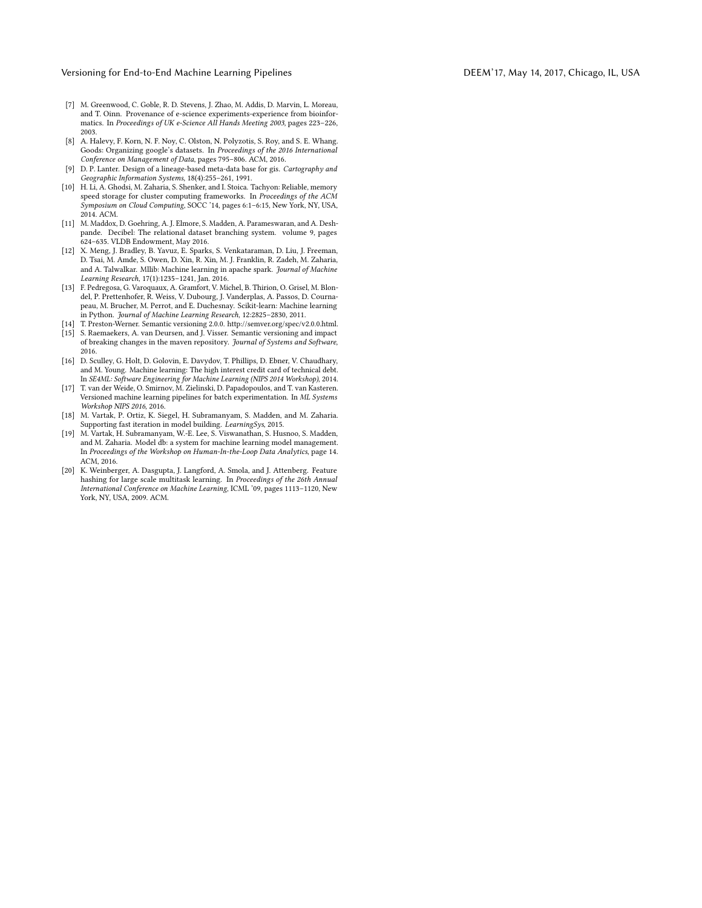[7] M. Greenwood, C. Goble, R. D. Stevens, J. Zhao, M. Addis, D. Marvin, L. Moreau, and T. Oinn. Provenance of e-science experiments-experience from bioinformatics. In *Proceedings of UK e-Science All Hands Meeting 2003*, pages 223–226, 2003.

[8] A. Halevy, F. Korn, N. F. Noy, C. Olston, N. Polyzotis, S. Roy, and S. E. Whang. Goods: Organizing google's datasets. In *Proceedings of the 2016 International Conference on Management of Data*, pages 795–806. ACM, 2016.

[9] D. P. Lanter. Design of a lineage-based meta-data base for gis. *Cartography and Geographic Information Systems*, 18(4):255–261, 1991.

[10] H. Li, A. Ghodsi, M. Zaharia, S. Shenker, and I. Stoica. Tachyon: Reliable, memory speed storage for cluster computing frameworks. In *Proceedings of the ACM Symposium on Cloud Computing*, SOCC '14, pages 6:1–6:15, New York, NY, USA, 2014. ACM.

[11] M. Maddox, D. Goehring, A. J. Elmore, S. Madden, A. Parameswaran, and A. Deshpande. Decibel: The relational dataset branching system. volume 9, pages 624–635. VLDB Endowment, May 2016.

[12] X. Meng, J. Bradley, B. Yavuz, E. Sparks, S. Venkataraman, D. Liu, J. Freeman, D. Tsai, M. Amde, S. Owen, D. Xin, R. Xin, M. J. Franklin, R. Zadeh, M. Zaharia, and A. Talwalkar. Mllib: Machine learning in apache spark. *Journal of Machine Learning Research*, 17(1):1235–1241, Jan. 2016.

[13] F. Pedregosa, G. Varoquaux, A. Gramfort, V. Michel, B. Thirion, O. Grisel, M. Blondel, P. Prettenhofer, R. Weiss, V. Dubourg, J. Vanderplas, A. Passos, D. Cournapeau, M. Brucher, M. Perrot, and E. Duchesnay. Scikit-learn: Machine learning in Python. *Journal of Machine Learning Research*, 12:2825–2830, 2011.

[14] T. Preston-Werner. Semantic versioning 2.0.0. http://semver.org/spec/v2.0.0.html.

[15] S. Raemaekers, A. van Deursen, and J. Visser. Semantic versioning and impact of breaking changes in the maven repository. *Journal of Systems and Software*, 2016.

[16] D. Sculley, G. Holt, D. Golovin, E. Davydov, T. Phillips, D. Ebner, V. Chaudhary, and M. Young. Machine learning: The high interest credit card of technical debt. In *SE4ML: Software Engineering for Machine Learning (NIPS 2014 Workshop)*, 2014.

[17] T. van der Weide, O. Smirnov, M. Zielinski, D. Papadopoulos, and T. van Kasteren. Versioned machine learning pipelines for batch experimentation. In *ML Systems Workshop NIPS 2016*, 2016.

[18] M. Vartak, P. Ortiz, K. Siegel, H. Subramanyam, S. Madden, and M. Zaharia. Supporting fast iteration in model building. *LearningSys*, 2015.

[19] M. Vartak, H. Subramanyam, W.-E. Lee, S. Viswanathan, S. Husnoo, S. Madden, and M. Zaharia. Model db: a system for machine learning model management. In *Proceedings of the Workshop on Human-In-the-Loop Data Analytics*, page 14. ACM, 2016.

[20] K. Weinberger, A. Dasgupta, J. Langford, A. Smola, and J. Attenberg. Feature hashing for large scale multitask learning. In *Proceedings of the 26th Annual International Conference on Machine Learning*, ICML '09, pages 1113–1120, New York, NY, USA, 2009. ACM.